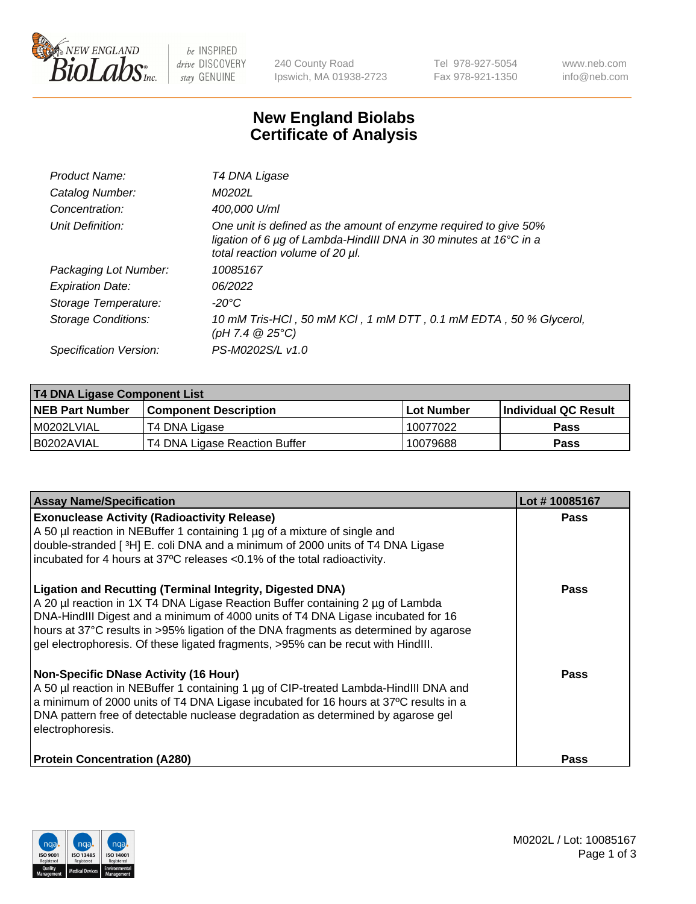# New England Biolabs
# Certificate of Analysis

| | |
|---|---|
| *Product Name:* | *T4 DNA Ligase* |
| *Catalog Number:* | *M0202L* |
| *Concentration:* | *400,000 U/ml* |
| *Unit Definition:* | *One unit is defined as the amount of enzyme required to give 50% ligation of 6 µg of Lambda-HindIII DNA in 30 minutes at 16°C in a total reaction volume of 20 µl.* |
| *Packaging Lot Number:* | *10085167* |
| *Expiration Date:* | *06/2022* |
| *Storage Temperature:* | *-20°C* |
| *Storage Conditions:* | *10 mM Tris-HCl , 50 mM KCl , 1 mM DTT , 0.1 mM EDTA , 50 % Glycerol, (pH 7.4 @ 25°C)* |
| *Specification Version:* | *PS-M0202S/L v1.0* |

| T4 DNA Ligase Component List | | | |
|---|---|---|---|
| **NEB Part Number** | **Component Description** | **Lot Number** | **Individual QC Result** |
| M0202LVIAL | T4 DNA Ligase | 10077022 | Pass |
| B0202AVIAL | T4 DNA Ligase Reaction Buffer | 10079688 | Pass |

| Assay Name/Specification | Lot # 10085167 |
|---|---|
| **Exonuclease Activity (Radioactivity Release)**<br>A 50 µl reaction in NEBuffer 1 containing 1 µg of a mixture of single and double-stranded [ $^{3}$H] E. coli DNA and a minimum of 2000 units of T4 DNA Ligase incubated for 4 hours at 37ºC releases <0.1% of the total radioactivity. | Pass |
| **Ligation and Recutting (Terminal Integrity, Digested DNA)**<br>A 20 µl reaction in 1X T4 DNA Ligase Reaction Buffer containing 2 µg of Lambda DNA-HindIII Digest and a minimum of 4000 units of T4 DNA Ligase incubated for 16 hours at 37°C results in >95% ligation of the DNA fragments as determined by agarose gel electrophoresis. Of these ligated fragments, >95% can be recut with HindIII. | Pass |
| **Non-Specific DNase Activity (16 Hour)**<br>A 50 µl reaction in NEBuffer 1 containing 1 µg of CIP-treated Lambda-HindIII DNA and a minimum of 2000 units of T4 DNA Ligase incubated for 16 hours at 37ºC results in a DNA pattern free of detectable nuclease degradation as determined by agarose gel electrophoresis. | Pass |
| **Protein Concentration (A280)** | Pass |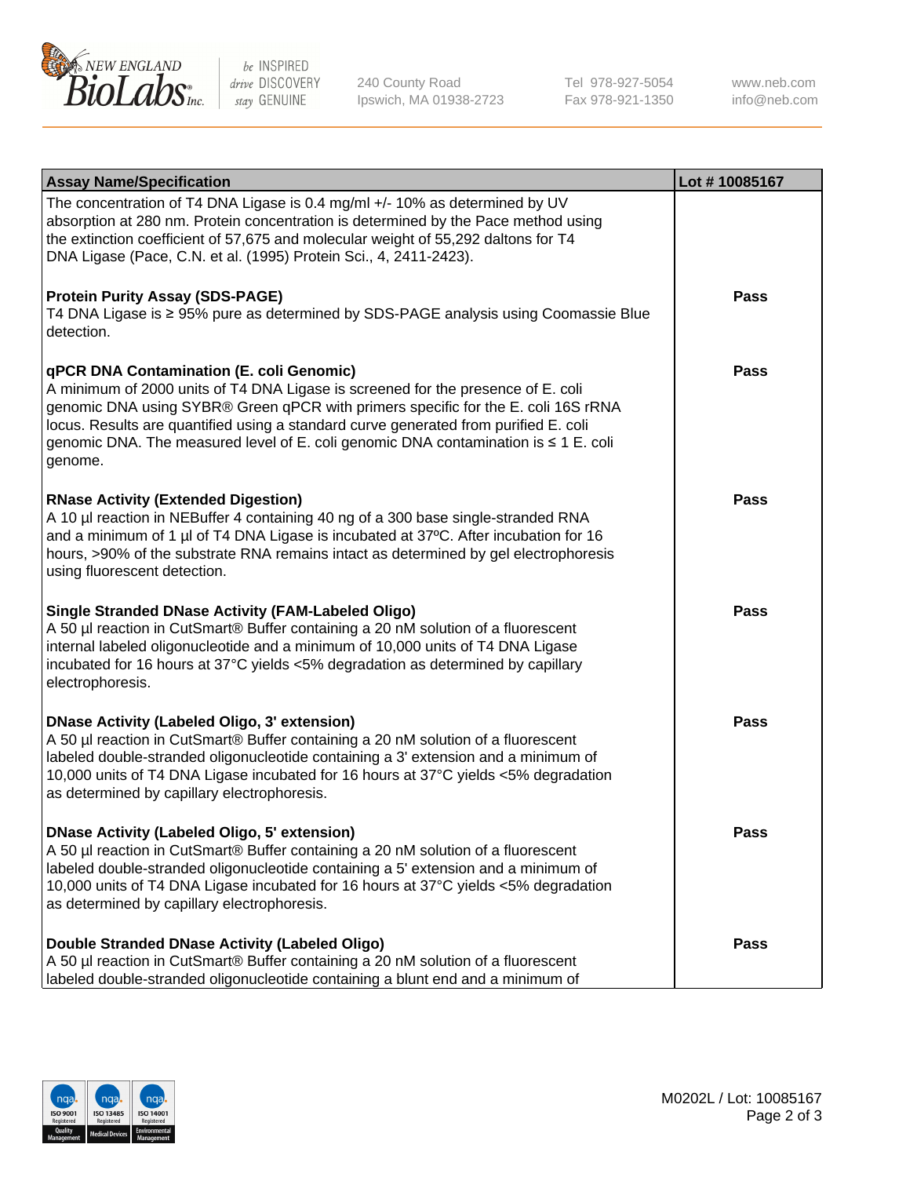| Assay Name/Specification | Lot # 10085167 |
| --- | --- |
| The concentration of T4 DNA Ligase is 0.4 mg/ml +/- 10% as determined by UV absorption at 280 nm. Protein concentration is determined by the Pace method using the extinction coefficient of 57,675 and molecular weight of 55,292 daltons for T4 DNA Ligase (Pace, C.N. et al. (1995) Protein Sci., 4, 2411-2423). | |
| **Protein Purity Assay (SDS-PAGE)**<br>T4 DNA Ligase is ≥ 95% pure as determined by SDS-PAGE analysis using Coomassie Blue detection. | **Pass** |
| **qPCR DNA Contamination (E. coli Genomic)**<br>A minimum of 2000 units of T4 DNA Ligase is screened for the presence of E. coli genomic DNA using SYBR® Green qPCR with primers specific for the E. coli 16S rRNA locus. Results are quantified using a standard curve generated from purified E. coli genomic DNA. The measured level of E. coli genomic DNA contamination is ≤ 1 E. coli genome. | **Pass** |
| **RNase Activity (Extended Digestion)**<br>A 10 µl reaction in NEBuffer 4 containing 40 ng of a 300 base single-stranded RNA and a minimum of 1 µl of T4 DNA Ligase is incubated at 37ºC. After incubation for 16 hours, >90% of the substrate RNA remains intact as determined by gel electrophoresis using fluorescent detection. | **Pass** |
| **Single Stranded DNase Activity (FAM-Labeled Oligo)**<br>A 50 µl reaction in CutSmart® Buffer containing a 20 nM solution of a fluorescent internal labeled oligonucleotide and a minimum of 10,000 units of T4 DNA Ligase incubated for 16 hours at 37°C yields <5% degradation as determined by capillary electrophoresis. | **Pass** |
| **DNase Activity (Labeled Oligo, 3' extension)**<br>A 50 µl reaction in CutSmart® Buffer containing a 20 nM solution of a fluorescent labeled double-stranded oligonucleotide containing a 3' extension and a minimum of 10,000 units of T4 DNA Ligase incubated for 16 hours at 37°C yields <5% degradation as determined by capillary electrophoresis. | **Pass** |
| **DNase Activity (Labeled Oligo, 5' extension)**<br>A 50 µl reaction in CutSmart® Buffer containing a 20 nM solution of a fluorescent labeled double-stranded oligonucleotide containing a 5' extension and a minimum of 10,000 units of T4 DNA Ligase incubated for 16 hours at 37°C yields <5% degradation as determined by capillary electrophoresis. | **Pass** |
| **Double Stranded DNase Activity (Labeled Oligo)**<br>A 50 µl reaction in CutSmart® Buffer containing a 20 nM solution of a fluorescent labeled double-stranded oligonucleotide containing a blunt end and a minimum of | **Pass** |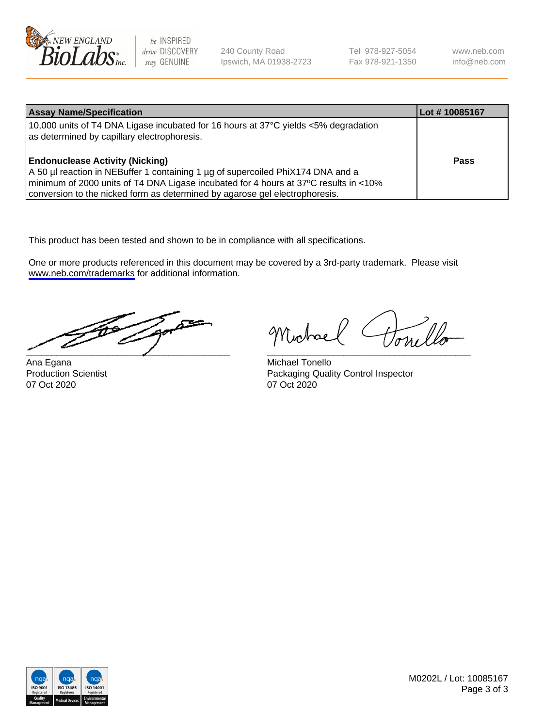NEW ENGLAND BioLabs Inc. | be INSPIRED drive DISCOVERY stay GENUINE | 240 County Road Ipswich, MA 01938-2723 | Tel 978-927-5054 Fax 978-921-1350 | www.neb.com info@neb.com

| Assay Name/Specification | Lot # 10085167 |
| --- | --- |
| 10,000 units of T4 DNA Ligase incubated for 16 hours at 37°C yields <5% degradation as determined by capillary electrophoresis. | |
| **Endonuclease Activity (Nicking)** A 50 µl reaction in NEBuffer 1 containing 1 µg of supercoiled PhiX174 DNA and a minimum of 2000 units of T4 DNA Ligase incubated for 4 hours at 37ºC results in <10% conversion to the nicked form as determined by agarose gel electrophoresis. | **Pass** |

This product has been tested and shown to be in compliance with all specifications.

One or more products referenced in this document may be covered by a 3rd-party trademark. Please visit www.neb.com/trademarks for additional information.

Ana Egana
Production Scientist
07 Oct 2020

Michael Tonello
Packaging Quality Control Inspector
07 Oct 2020

M0202L / Lot: 10085167